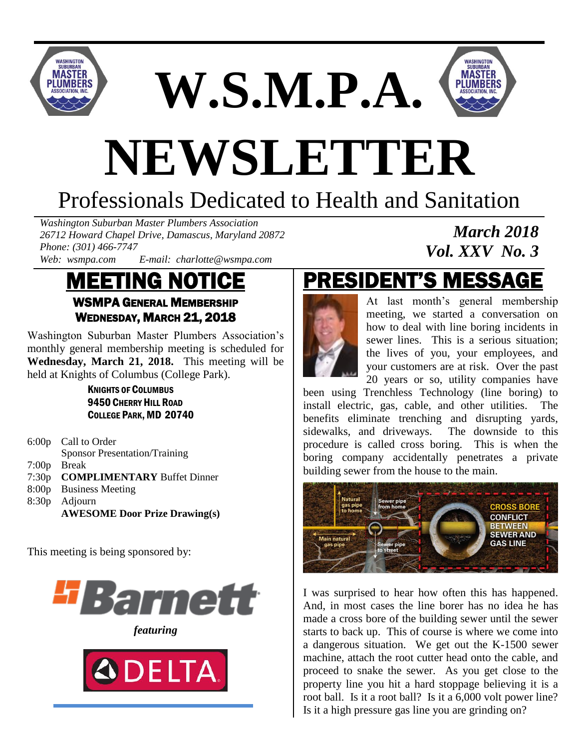# W.S.M.P.A.

# NEWSLETTER

## Professionals Dedicated to Health and Sanitation

*Washington Suburban Master Plumbers Association*
*26712 Howard Chapel Drive, Damascus, Maryland 20872*
*Phone: (301) 466-7747*
*Web: wsmpa.com E-mail: charlotte@wsmpa.com*

***March 2018***
***Vol. XXV No. 3***

## MEETING NOTICE

### WSMPA General Membership
### Wednesday, March 21, 2018

Washington Suburban Master Plumbers Association's monthly general membership meeting is scheduled for **Wednesday, March 21, 2018.** This meeting will be held at Knights of Columbus (College Park).

**Knights of Columbus**
**9450 Cherry Hill Road**
**College Park, MD 20740**

- 6:00p Call to Order
  Sponsor Presentation/Training
- 7:00p Break
- 7:30p **COMPLIMENTARY** Buffet Dinner
- 8:00p Business Meeting
- 8:30p Adjourn
  **AWESOME Door Prize Drawing(s)**

This meeting is being sponsored by:

Barnett

*featuring*

DELTA

## PRESIDENT'S MESSAGE

At last month's general membership meeting, we started a conversation on how to deal with line boring incidents in sewer lines. This is a serious situation; the lives of you, your employees, and your customers are at risk. Over the past 20 years or so, utility companies have been using Trenchless Technology (line boring) to install electric, gas, cable, and other utilities. The benefits eliminate trenching and disrupting yards, sidewalks, and driveways. The downside to this procedure is called cross boring. This is when the boring company accidentally penetrates a private building sewer from the house to the main.

I was surprised to hear how often this has happened. And, in most cases the line borer has no idea he has made a cross bore of the building sewer until the sewer starts to back up. This of course is where we come into a dangerous situation. We get out the K-1500 sewer machine, attach the root cutter head onto the cable, and proceed to snake the sewer. As you get close to the property line you hit a hard stoppage believing it is a root ball. Is it a root ball? Is it a 6,000 volt power line? Is it a high pressure gas line you are grinding on?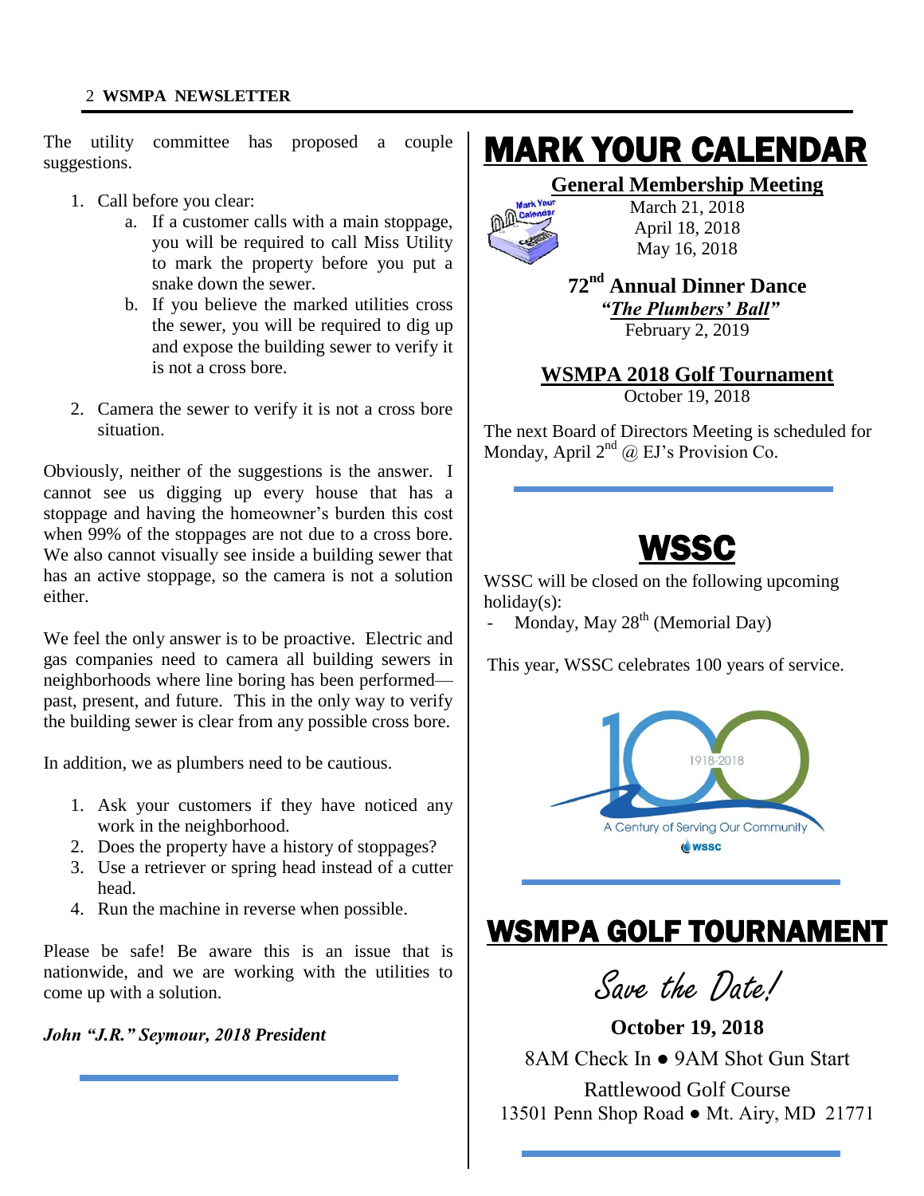The utility committee has proposed a couple suggestions.

1. Call before you clear:
   a. If a customer calls with a main stoppage, you will be required to call Miss Utility to mark the property before you put a snake down the sewer.
   b. If you believe the marked utilities cross the sewer, you will be required to dig up and expose the building sewer to verify it is not a cross bore.

2. Camera the sewer to verify it is not a cross bore situation.

Obviously, neither of the suggestions is the answer. I cannot see us digging up every house that has a stoppage and having the homeowner's burden this cost when 99% of the stoppages are not due to a cross bore. We also cannot visually see inside a building sewer that has an active stoppage, so the camera is not a solution either.

We feel the only answer is to be proactive. Electric and gas companies need to camera all building sewers in neighborhoods where line boring has been performed—past, present, and future. This in the only way to verify the building sewer is clear from any possible cross bore.

In addition, we as plumbers need to be cautious.

1. Ask your customers if they have noticed any work in the neighborhood.
2. Does the property have a history of stoppages?
3. Use a retriever or spring head instead of a cutter head.
4. Run the machine in reverse when possible.

Please be safe! Be aware this is an issue that is nationwide, and we are working with the utilities to come up with a solution.

***John "J.R." Seymour, 2018 President***

# MARK YOUR CALENDAR

**General Membership Meeting**

March 21, 2018
April 18, 2018
May 16, 2018

**72nd Annual Dinner Dance**
***"The Plumbers' Ball"***
February 2, 2019

**WSMPA 2018 Golf Tournament**
October 19, 2018

The next Board of Directors Meeting is scheduled for Monday, April 2nd @ EJ's Provision Co.

# WSSC

WSSC will be closed on the following upcoming holiday(s):

- Monday, May 28th (Memorial Day)

This year, WSSC celebrates 100 years of service.

100 1918-2018 A Century of Serving Our Community WSSC

# WSMPA GOLF TOURNAMENT

*Save the Date!*

**October 19, 2018**

8AM Check In ● 9AM Shot Gun Start

Rattlewood Golf Course
13501 Penn Shop Road ● Mt. Airy, MD 21771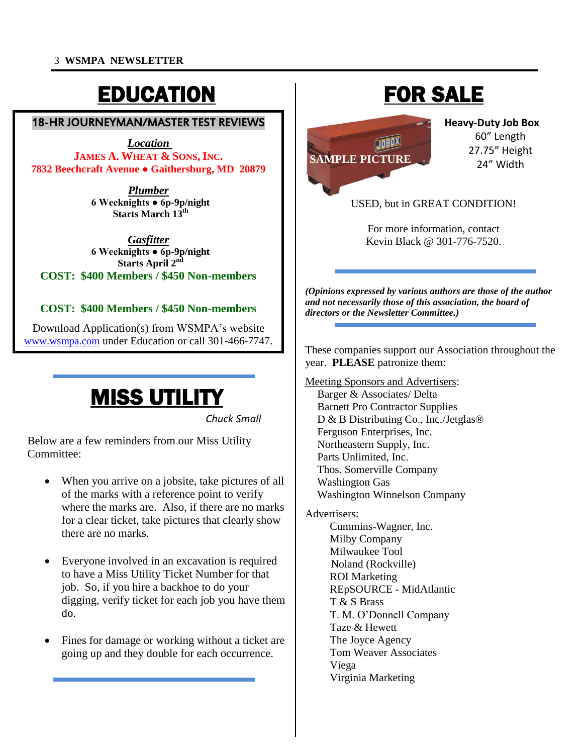# EDUCATION

## 18-HR JOURNEYMAN/MASTER TEST REVIEWS

***Location***

**JAMES A. WHEAT & SONS, INC.**
**7832 Beechcraft Avenue ● Gaithersburg, MD 20879**

***Plumber***
**6 Weeknights ● 6p-9p/night**
**Starts March 13th**

***Gasfitter***
**6 Weeknights ● 6p-9p/night**
**Starts April 2nd**

**COST: $400 Members / $450 Non-members**

**COST: $400 Members / $450 Non-members**

Download Application(s) from WSMPA's website www.wsmpa.com under Education or call 301-466-7747.

# MISS UTILITY

*Chuck Small*

Below are a few reminders from our Miss Utility Committee:

- When you arrive on a jobsite, take pictures of all of the marks with a reference point to verify where the marks are. Also, if there are no marks for a clear ticket, take pictures that clearly show there are no marks.
- Everyone involved in an excavation is required to have a Miss Utility Ticket Number for that job. So, if you hire a backhoe to do your digging, verify ticket for each job you have them do.
- Fines for damage or working without a ticket are going up and they double for each occurrence.

# FOR SALE

SAMPLE PICTURE

**Heavy-Duty Job Box**
60" Length
27.75" Height
24" Width

USED, but in GREAT CONDITION!

For more information, contact Kevin Black @ 301-776-7520.

***(Opinions expressed by various authors are those of the author and not necessarily those of this association, the board of directors or the Newsletter Committee.)***

These companies support our Association throughout the year. **PLEASE** patronize them:

Meeting Sponsors and Advertisers:

- Barger & Associates/ Delta
- Barnett Pro Contractor Supplies
- D & B Distributing Co., Inc./Jetglas®
- Ferguson Enterprises, Inc.
- Northeastern Supply, Inc.
- Parts Unlimited, Inc.
- Thos. Somerville Company
- Washington Gas
- Washington Winnelson Company

Advertisers:

- Cummins-Wagner, Inc.
- Milby Company
- Milwaukee Tool
- Noland (Rockville)
- ROI Marketing
- REpSOURCE - MidAtlantic
- T & S Brass
- T. M. O'Donnell Company
- Taze & Hewett
- The Joyce Agency
- Tom Weaver Associates
- Viega
- Virginia Marketing